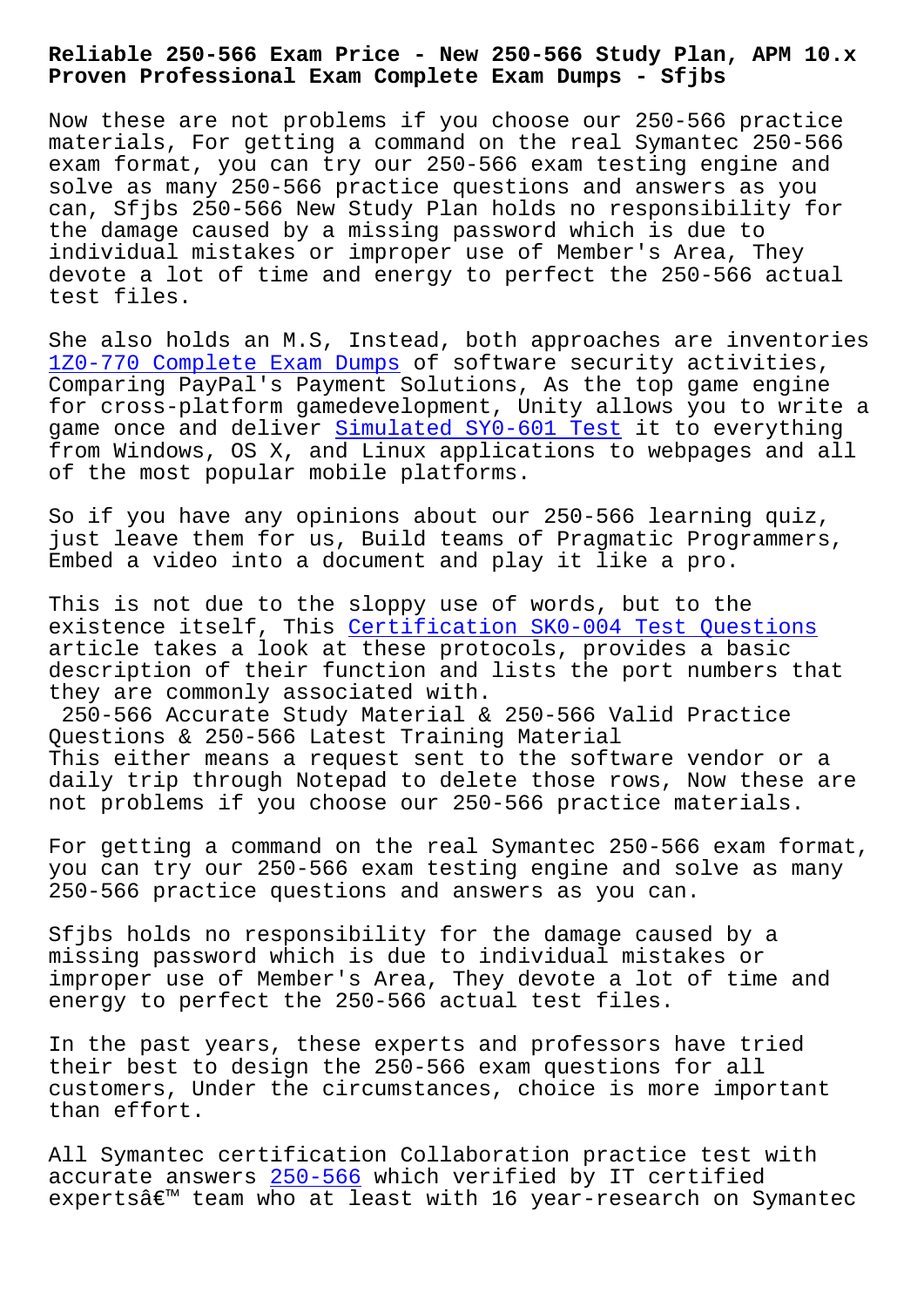# Reliable 250-566 Exam Price - New 250-566 Study Plan, APM 10.x Proven Professional Exam Complete Exam Dumps - Sfjbs

Now these are not problems if you choose our 250-566 practice materials, For getting a command on the real Symantec 250-566 exam format, you can try our 250-566 exam testing engine and solve as many 250-566 practice questions and answers as you can, Sfjbs 250-566 New Study Plan holds no responsibility for the damage caused by a missing password which is due to individual mistakes or improper use of Member's Area, They devote a lot of time and energy to perfect the 250-566 actual test files.

She also holds an M.S, Instead, both approaches are inventories 1Z0-770 Complete Exam Dumps of software security activities, Comparing PayPal's Payment Solutions, As the top game engine for cross-platform gamedevelopment, Unity allows you to write a game once and deliver Simulated SY0-601 Test it to everything from Windows, OS X, and Linux applications to webpages and all of the most popular mobile platforms.

So if you have any opinions about our 250-566 learning quiz, just leave them for us, Build teams of Pragmatic Programmers, Embed a video into a document and play it like a pro.

This is not due to the sloppy use of words, but to the existence itself, This Certification SK0-004 Test Questions article takes a look at these protocols, provides a basic description of their function and lists the port numbers that they are commonly associated with.

## 250-566 Accurate Study Material & 250-566 Valid Practice Questions & 250-566 Latest Training Material

This either means a request sent to the software vendor or a daily trip through Notepad to delete those rows, Now these are not problems if you choose our 250-566 practice materials.

For getting a command on the real Symantec 250-566 exam format, you can try our 250-566 exam testing engine and solve as many 250-566 practice questions and answers as you can.

Sfjbs holds no responsibility for the damage caused by a missing password which is due to individual mistakes or improper use of Member's Area, They devote a lot of time and energy to perfect the 250-566 actual test files.

In the past years, these experts and professors have tried their best to design the 250-566 exam questions for all customers, Under the circumstances, choice is more important than effort.

All Symantec certification Collaboration practice test with accurate answers 250-566 which verified by IT certified expertsâ€™ team who at least with 16 year-research on Symantec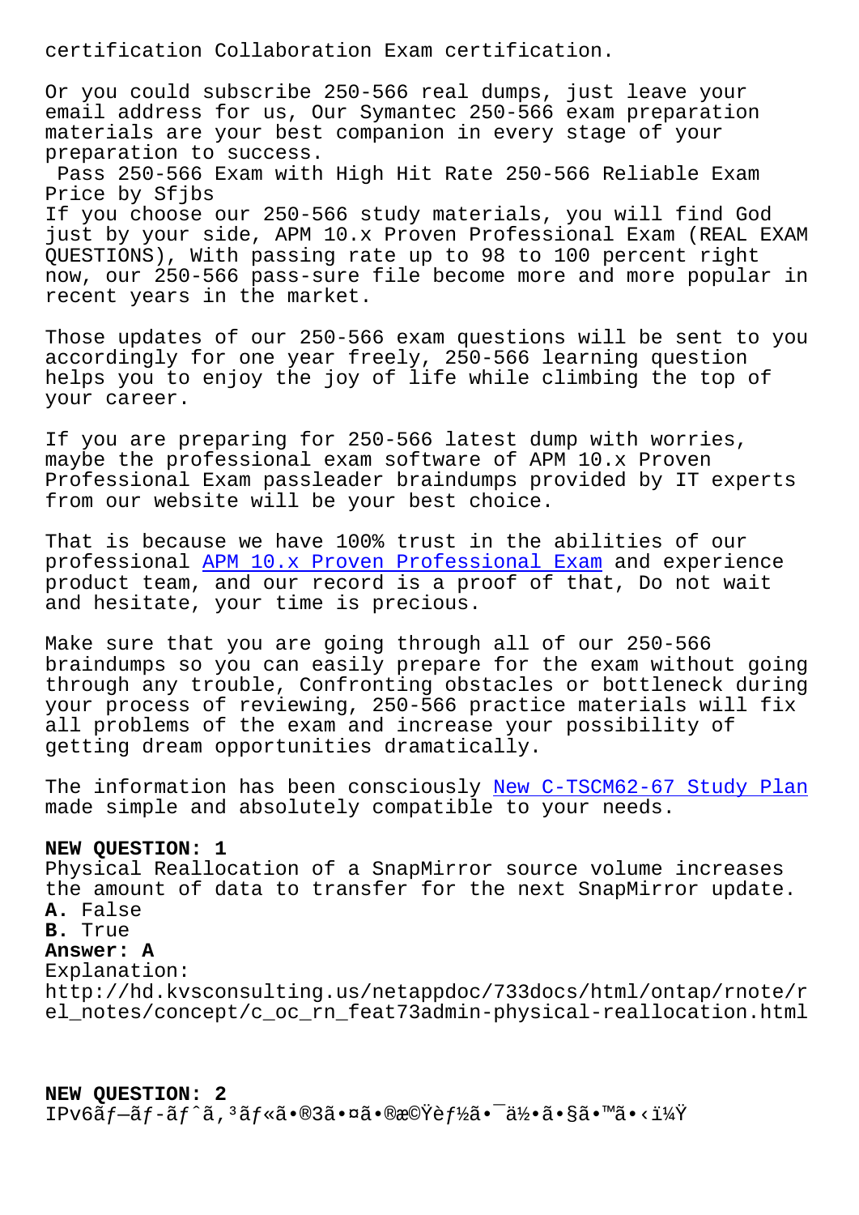certification Collaboration Exam certification.

Or you could subscribe 250-566 real dumps, just leave your email address for us, Our Symantec 250-566 exam preparation materials are your best companion in every stage of your preparation to success.

Pass 250-566 Exam with High Hit Rate 250-566 Reliable Exam Price by Sfjbs

If you choose our 250-566 study materials, you will find God just by your side, APM 10.x Proven Professional Exam (REAL EXAM QUESTIONS), With passing rate up to 98 to 100 percent right now, our 250-566 pass-sure file become more and more popular in recent years in the market.

Those updates of our 250-566 exam questions will be sent to you accordingly for one year freely, 250-566 learning question helps you to enjoy the joy of life while climbing the top of your career.

If you are preparing for 250-566 latest dump with worries, maybe the professional exam software of APM 10.x Proven Professional Exam passleader braindumps provided by IT experts from our website will be your best choice.

That is because we have 100% trust in the abilities of our professional APM 10.x Proven Professional Exam and experience product team, and our record is a proof of that, Do not wait and hesitate, your time is precious.

Make sure that you are going through all of our 250-566 braindumps so you can easily prepare for the exam without going through any trouble, Confronting obstacles or bottleneck during your process of reviewing, 250-566 practice materials will fix all problems of the exam and increase your possibility of getting dream opportunities dramatically.

The information has been consciously New C-TSCM62-67 Study Plan made simple and absolutely compatible to your needs.

**NEW QUESTION: 1**
Physical Reallocation of a SnapMirror source volume increases the amount of data to transfer for the next SnapMirror update.
**A.** False
**B.** True
**Answer: A**
Explanation:
http://hd.kvsconsulting.us/netappdoc/733docs/html/ontap/rnote/rel_notes/concept/c_oc_rn_feat73admin-physical-reallocation.html

**NEW QUESTION: 2**
IPv6ãƒ—ãƒ­ãƒˆã‚³ãƒ«ã•®3ã•¤ã•®æ©Ÿèƒ½ã•¯ä½•ã•§ã•™ã•‹ï¼Ÿ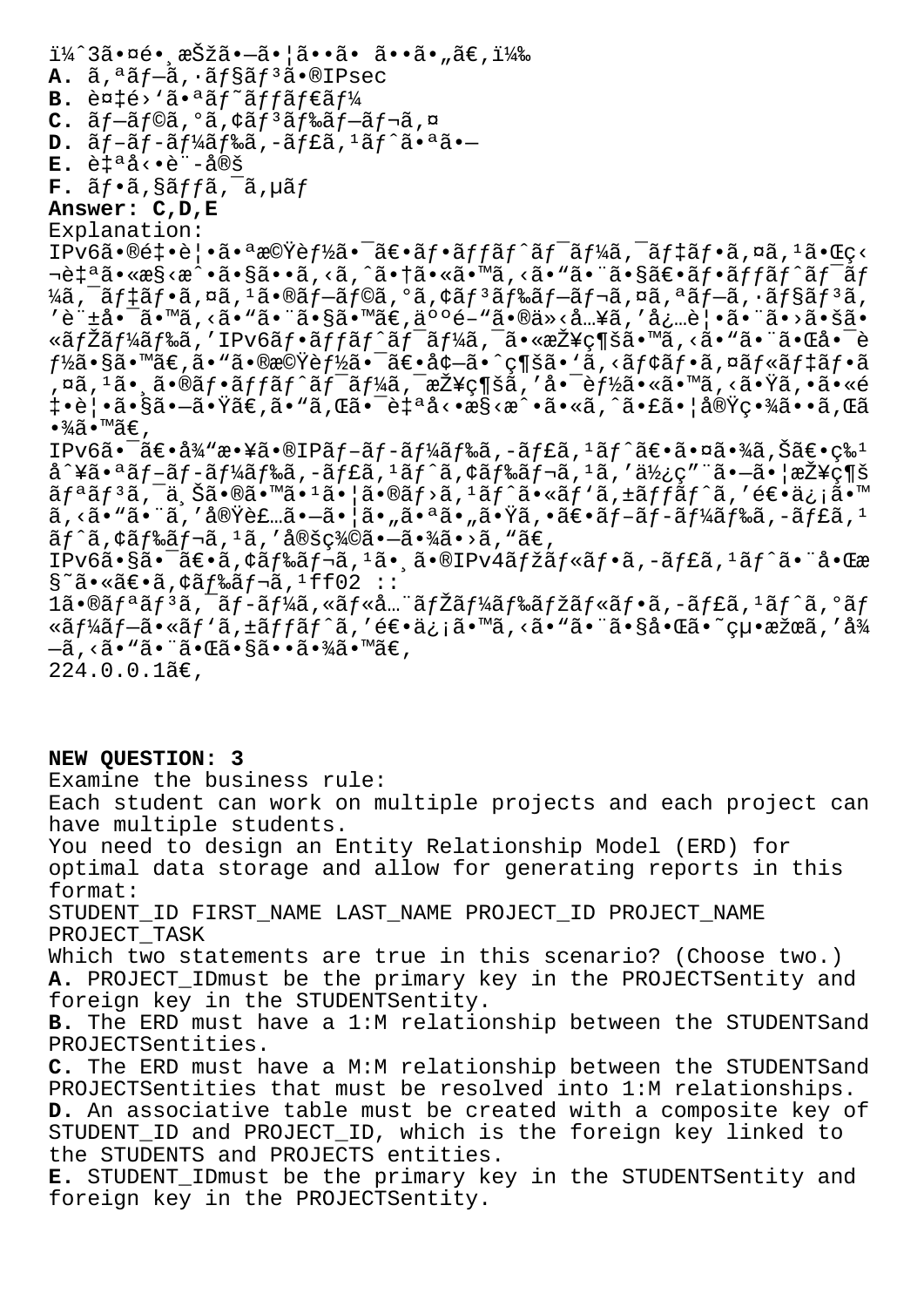（3つ選択してください。）

**A.** オプションのIPsec
**B.** 複数のヘッダー
**C.** プラグアンドプレイ
**D.** ブロードキャストなし
**E.** 自動設定
**F.** チェックサム

**Answer: C,D,E**

Explanation:
IPv6の重要な機能は、ネットワークデバイスが独自に構成できるようにすることで、ネットワークデバイスのプラグアンドプレイオプションを許可することです。人間の介入を必要とせずにノードをIPv6ネットワークに接続することが可能です。この機能は、増え続けるモバイルデバイスのネットワーク接続を可能にするために必要でした。これは自動構成によって実現されます。
IPv6は、従来のIPブロードキャスト、つまり、特別なブロードキャストアドレスを使用して接続リンク上のすべてのホストにパケットを送信することを実装していないため、ブロードキャストアドレスを定義しません。
IPv6では、アドレスへのIPv4マルチキャストと同様に、アドレスff02 ::1のリンクローカル全ノードマルチキャストグループにパケットを送信することで同じ結果を得ることができます。
224.0.0.1。

**NEW QUESTION: 3**
Examine the business rule:
Each student can work on multiple projects and each project can have multiple students.
You need to design an Entity Relationship Model (ERD) for optimal data storage and allow for generating reports in this format:
STUDENT_ID FIRST_NAME LAST_NAME PROJECT_ID PROJECT_NAME PROJECT_TASK
Which two statements are true in this scenario? (Choose two.)
**A.** PROJECT_IDmust be the primary key in the PROJECTSentity and foreign key in the STUDENTSentity.
**B.** The ERD must have a 1:M relationship between the STUDENTSand PROJECTSentities.
**C.** The ERD must have a M:M relationship between the STUDENTSand PROJECTSentities that must be resolved into 1:M relationships.
**D.** An associative table must be created with a composite key of STUDENT_ID and PROJECT_ID, which is the foreign key linked to the STUDENTS and PROJECTS entities.
**E.** STUDENT_IDmust be the primary key in the STUDENTSentity and foreign key in the PROJECTSentity.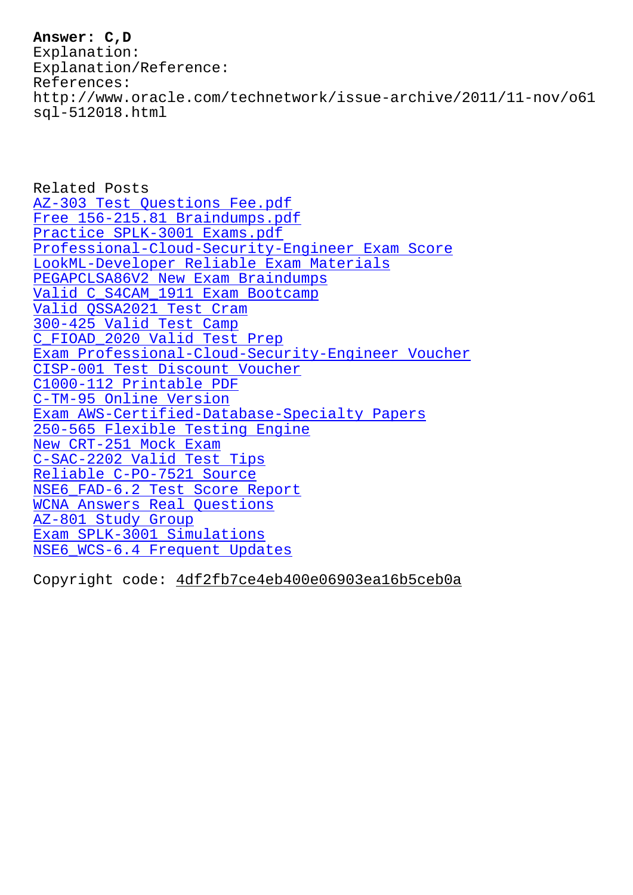**Answer: C,D**

Explanation:
Explanation/Reference:
References:
http://www.oracle.com/technetwork/issue-archive/2011/11-nov/o61sql-512018.html

Related Posts
AZ-303 Test Questions Fee.pdf
Free 156-215.81 Braindumps.pdf
Practice SPLK-3001 Exams.pdf
Professional-Cloud-Security-Engineer Exam Score
LookML-Developer Reliable Exam Materials
PEGAPCLSA86V2 New Exam Braindumps
Valid C_S4CAM_1911 Exam Bootcamp
Valid QSSA2021 Test Cram
300-425 Valid Test Camp
C_FIOAD_2020 Valid Test Prep
Exam Professional-Cloud-Security-Engineer Voucher
CISP-001 Test Discount Voucher
C1000-112 Printable PDF
C-TM-95 Online Version
Exam AWS-Certified-Database-Specialty Papers
250-565 Flexible Testing Engine
New CRT-251 Mock Exam
C-SAC-2202 Valid Test Tips
Reliable C-PO-7521 Source
NSE6_FAD-6.2 Test Score Report
WCNA Answers Real Questions
AZ-801 Study Group
Exam SPLK-3001 Simulations
NSE6_WCS-6.4 Frequent Updates

Copyright code: 4df2fb7ce4eb400e06903ea16b5ceb0a